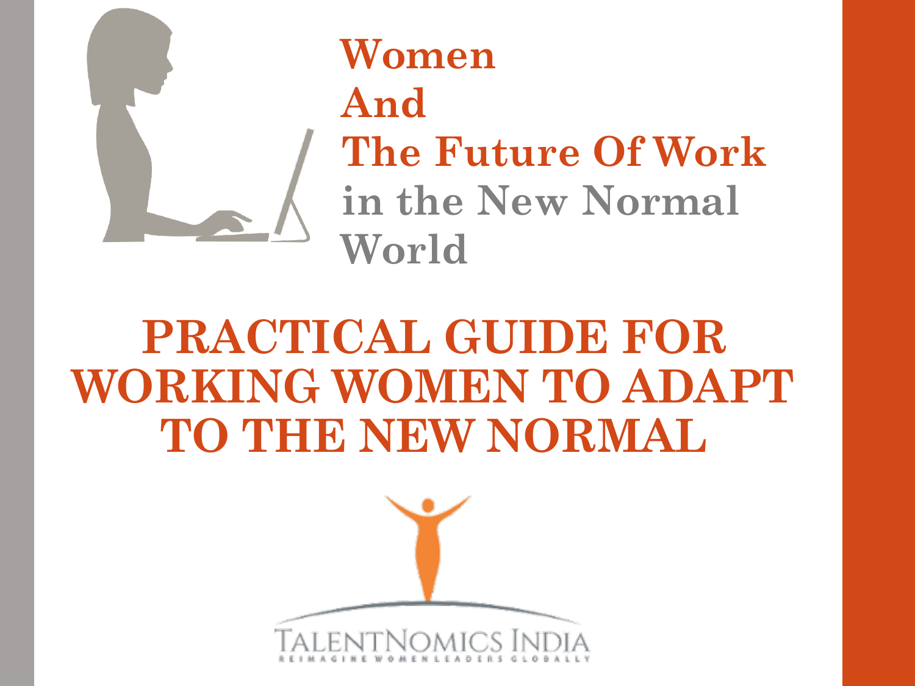# Women And The Future Of Work in the New Normal World

# PRACTICAL GUIDE FOR WORKING WOMEN TO ADAPT TO THE NEW NORMAL

TALENTNOMICS INDIA

REIMAGINE WOMEN LEADERS GLOBALLY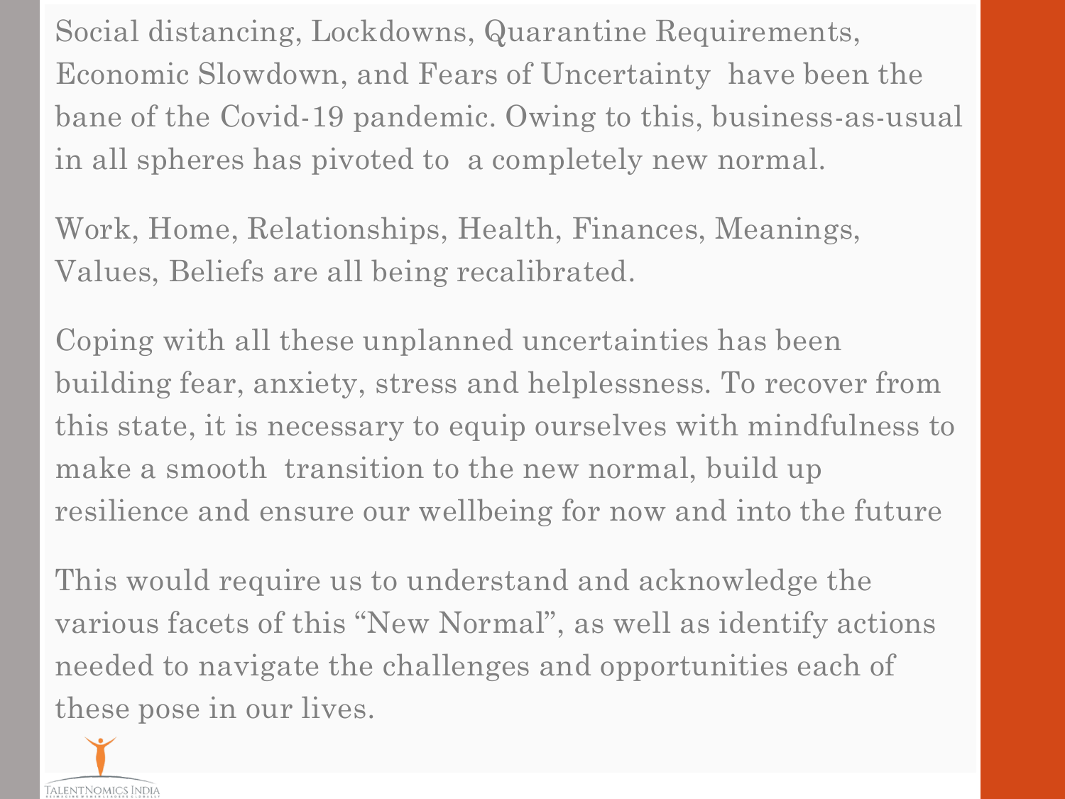Social distancing, Lockdowns, Quarantine Requirements, Economic Slowdown, and Fears of Uncertainty have been the bane of the Covid-19 pandemic. Owing to this, business-as-usual in all spheres has pivoted to a completely new normal.

Work, Home, Relationships, Health, Finances, Meanings, Values, Beliefs are all being recalibrated.

Coping with all these unplanned uncertainties has been building fear, anxiety, stress and helplessness. To recover from this state, it is necessary to equip ourselves with mindfulness to make a smooth transition to the new normal, build up resilience and ensure our wellbeing for now and into the future

This would require us to understand and acknowledge the various facets of this "New Normal", as well as identify actions needed to navigate the challenges and opportunities each of these pose in our lives.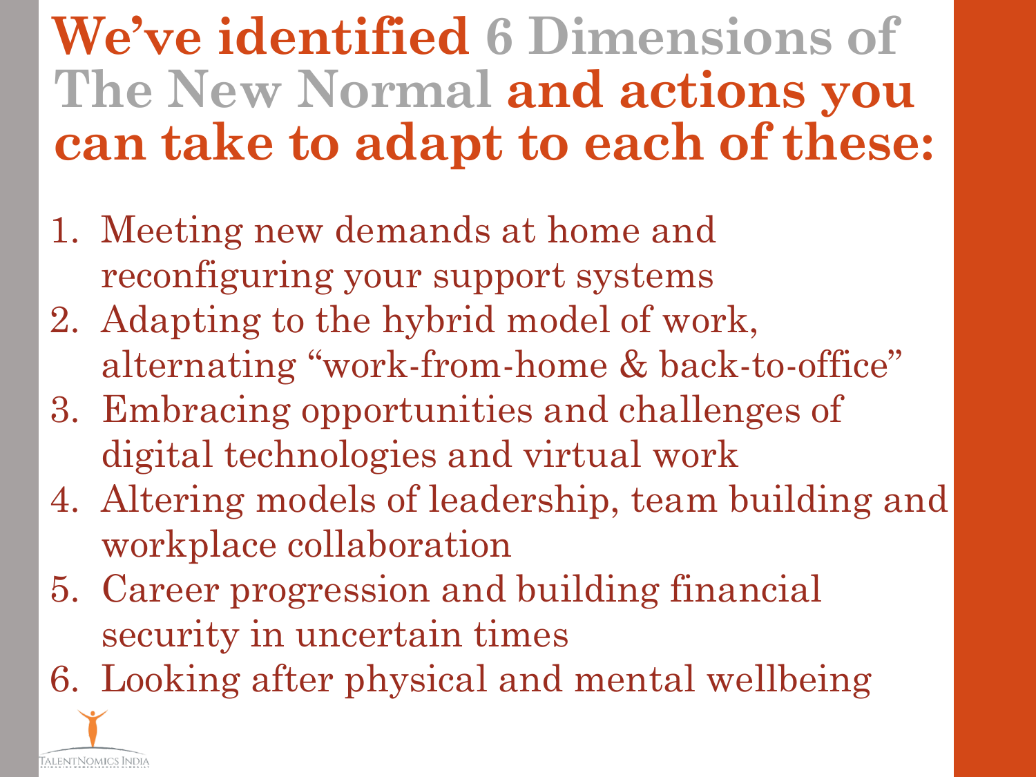# We've identified 6 Dimensions of The New Normal and actions you can take to adapt to each of these:

1. Meeting new demands at home and reconfiguring your support systems
2. Adapting to the hybrid model of work, alternating "work-from-home & back-to-office"
3. Embracing opportunities and challenges of digital technologies and virtual work
4. Altering models of leadership, team building and workplace collaboration
5. Career progression and building financial security in uncertain times
6. Looking after physical and mental wellbeing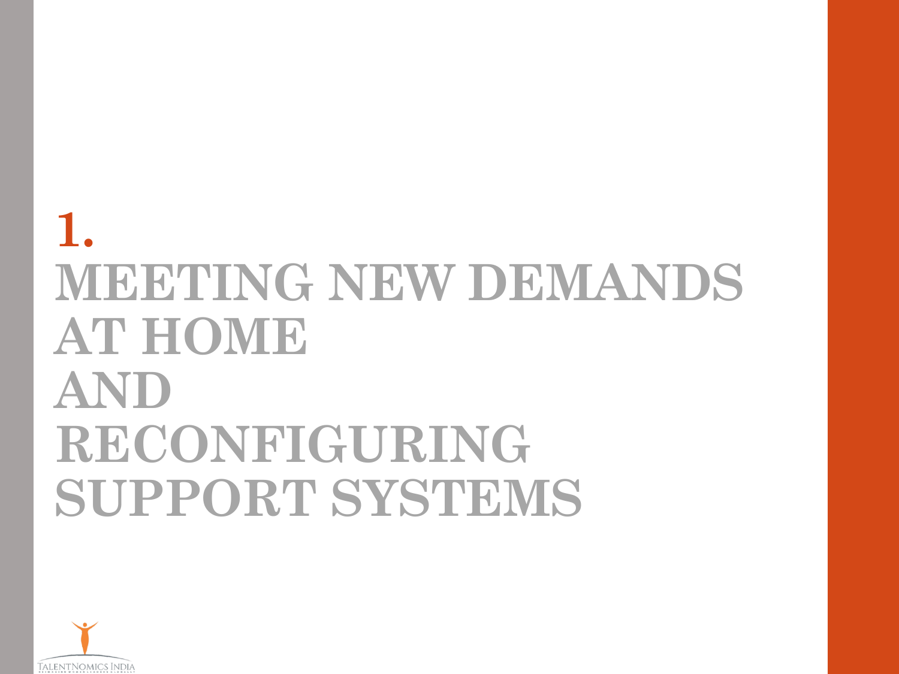# 1. MEETING NEW DEMANDS AT HOME AND RECONFIGURING SUPPORT SYSTEMS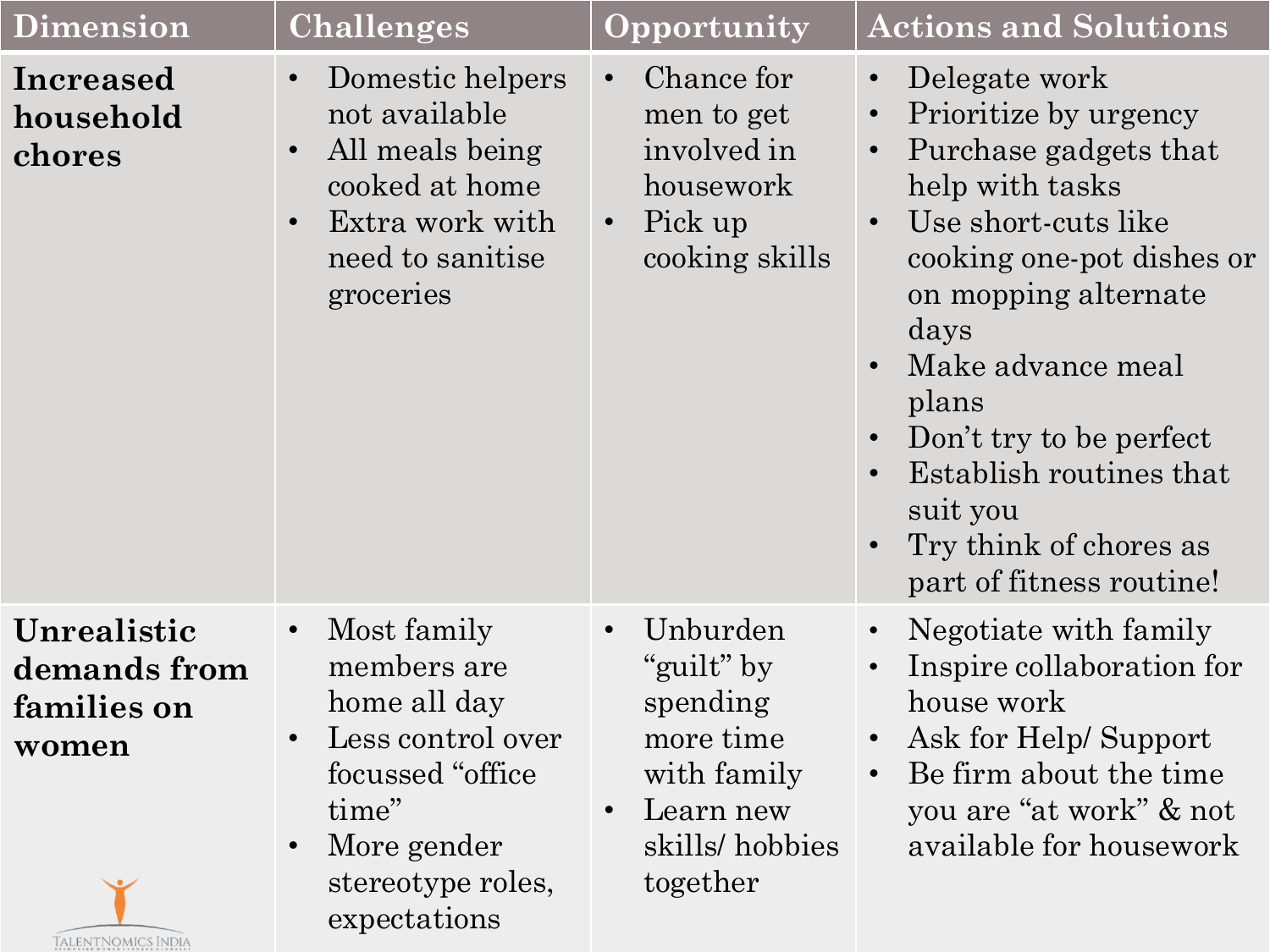| Dimension | Challenges | Opportunity | Actions and Solutions |
|---|---|---|---|
| **Increased household chores** | • Domestic helpers not available<br>• All meals being cooked at home<br>• Extra work with need to sanitise groceries | • Chance for men to get involved in housework<br>• Pick up cooking skills | • Delegate work<br>• Prioritize by urgency<br>• Purchase gadgets that help with tasks<br>• Use short-cuts like cooking one-pot dishes or on mopping alternate days<br>• Make advance meal plans<br>• Don't try to be perfect<br>• Establish routines that suit you<br>• Try think of chores as part of fitness routine! |
| **Unrealistic demands from families on women** | • Most family members are home all day<br>• Less control over focussed "office time"<br>• More gender stereotype roles, expectations | • Unburden "guilt" by spending more time with family<br>• Learn new skills/ hobbies together | • Negotiate with family<br>• Inspire collaboration for house work<br>• Ask for Help/ Support<br>• Be firm about the time you are "at work" & not available for housework |

TALENTNOMICS INDIA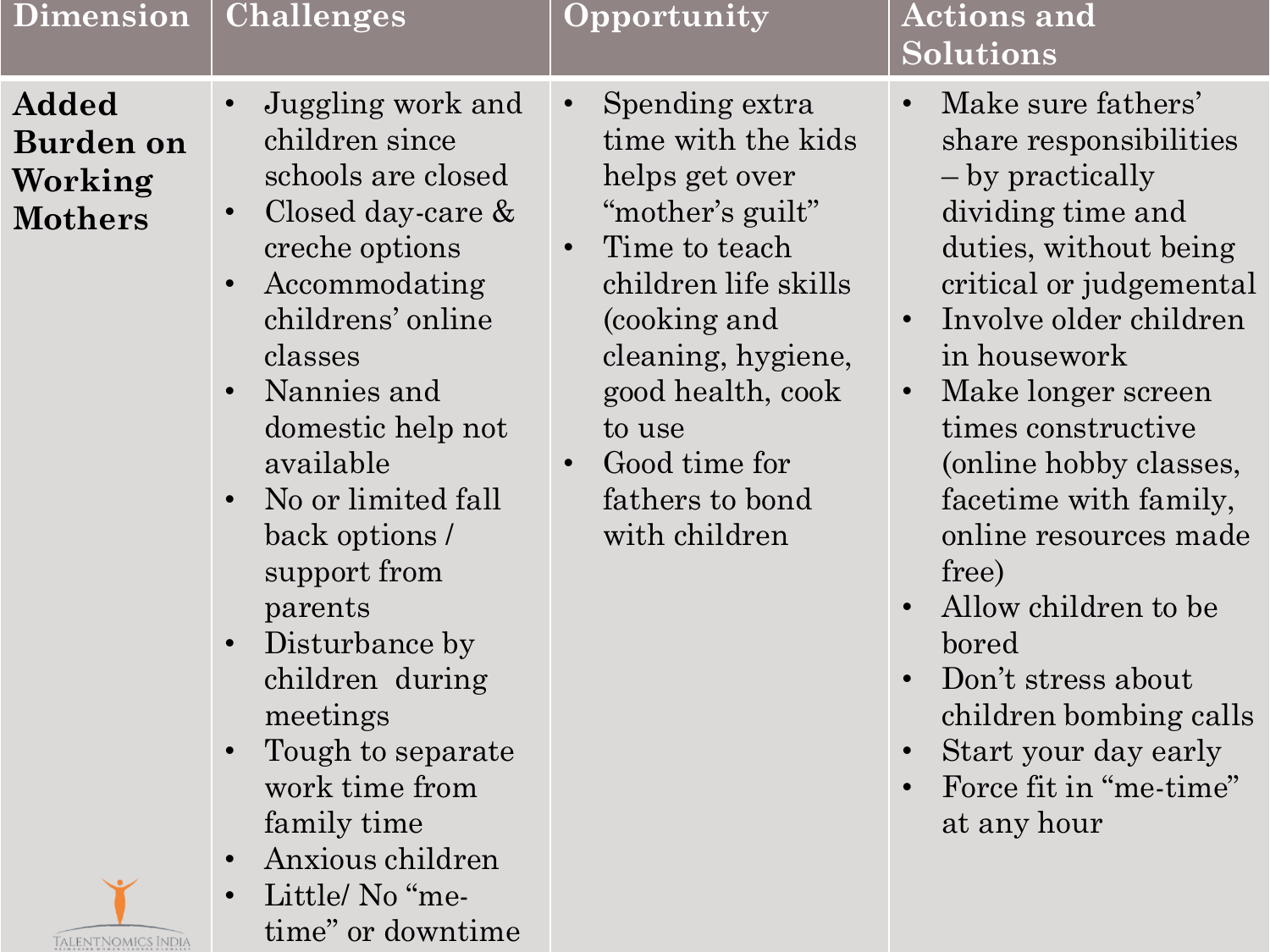| Dimension | Challenges | Opportunity | Actions and Solutions |
|---|---|---|---|
| **Added Burden on Working Mothers** | • Juggling work and children since schools are closed<br>• Closed day-care & creche options<br>• Accommodating childrens' online classes<br>• Nannies and domestic help not available<br>• No or limited fall back options / support from parents<br>• Disturbance by children during meetings<br>• Tough to separate work time from family time<br>• Anxious children<br>• Little/ No "me-time" or downtime | • Spending extra time with the kids helps get over "mother's guilt"<br>• Time to teach children life skills (cooking and cleaning, hygiene, good health, cook to use<br>• Good time for fathers to bond with children | • Make sure fathers' share responsibilities – by practically dividing time and duties, without being critical or judgemental<br>• Involve older children in housework<br>• Make longer screen times constructive (online hobby classes, facetime with family, online resources made free)<br>• Allow children to be bored<br>• Don't stress about children bombing calls<br>• Start your day early<br>• Force fit in "me-time" at any hour |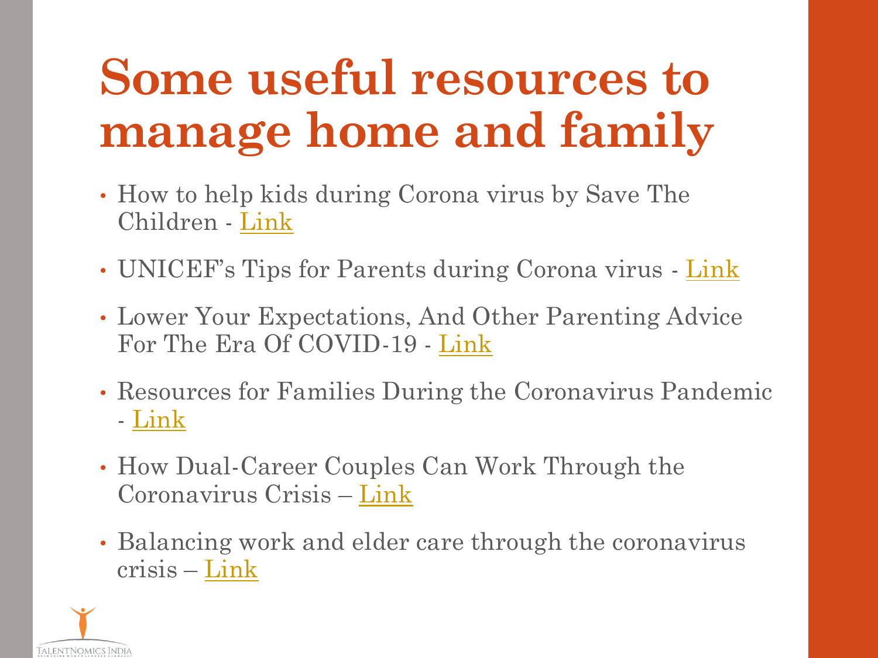# Some useful resources to manage home and family

- How to help kids during Corona virus by Save The Children - Link
- UNICEF's Tips for Parents during Corona virus - Link
- Lower Your Expectations, And Other Parenting Advice For The Era Of COVID-19 - Link
- Resources for Families During the Coronavirus Pandemic - Link
- How Dual-Career Couples Can Work Through the Coronavirus Crisis – Link
- Balancing work and elder care through the coronavirus crisis – Link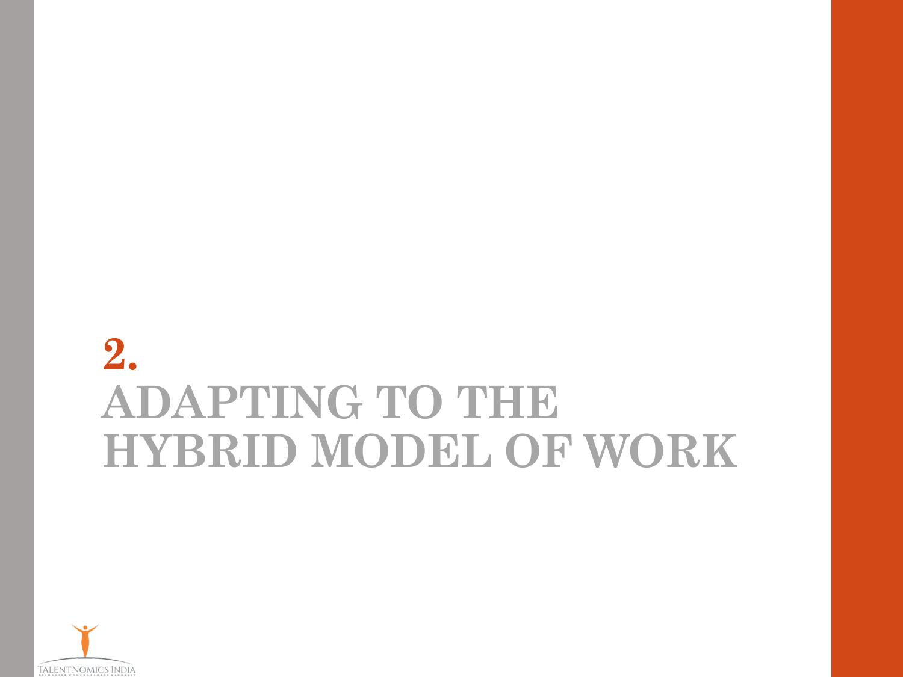# 2.
# ADAPTING TO THE HYBRID MODEL OF WORK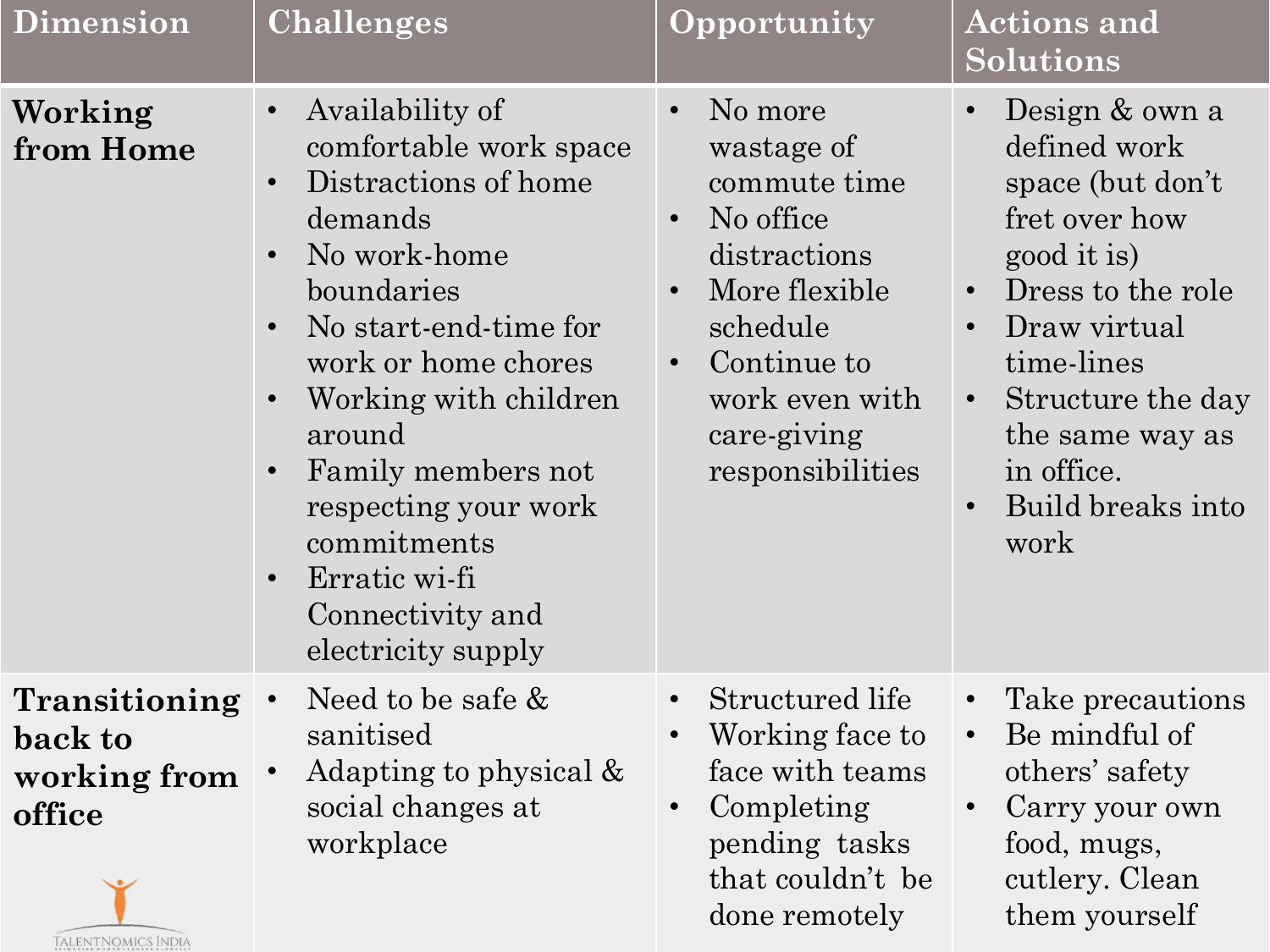| Dimension | Challenges | Opportunity | Actions and Solutions |
| --- | --- | --- | --- |
| **Working from Home** | • Availability of comfortable work space<br>• Distractions of home demands<br>• No work-home boundaries<br>• No start-end-time for work or home chores<br>• Working with children around<br>• Family members not respecting your work commitments<br>• Erratic wi-fi Connectivity and electricity supply | • No more wastage of commute time<br>• No office distractions<br>• More flexible schedule<br>• Continue to work even with care-giving responsibilities | • Design & own a defined work space (but don't fret over how good it is)<br>• Dress to the role<br>• Draw virtual time-lines<br>• Structure the day the same way as in office.<br>• Build breaks into work |
| **Transitioning back to working from office** | • Need to be safe & sanitised<br>• Adapting to physical & social changes at workplace | • Structured life<br>• Working face to face with teams<br>• Completing pending tasks that couldn't be done remotely | • Take precautions<br>• Be mindful of others' safety<br>• Carry your own food, mugs, cutlery. Clean them yourself |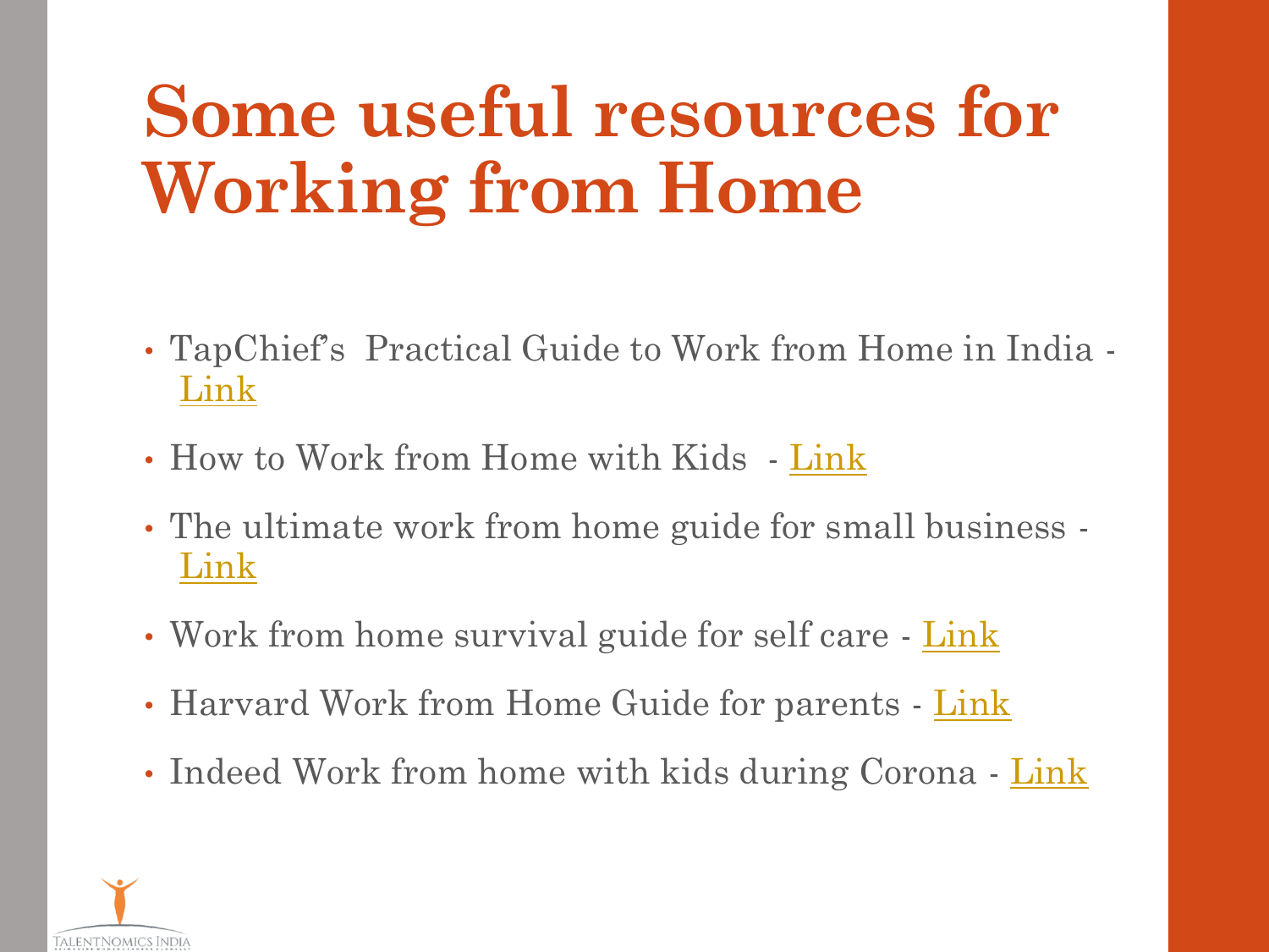# Some useful resources for Working from Home

- TapChief's Practical Guide to Work from Home in India - Link
- How to Work from Home with Kids - Link
- The ultimate work from home guide for small business - Link
- Work from home survival guide for self care - Link
- Harvard Work from Home Guide for parents - Link
- Indeed Work from home with kids during Corona - Link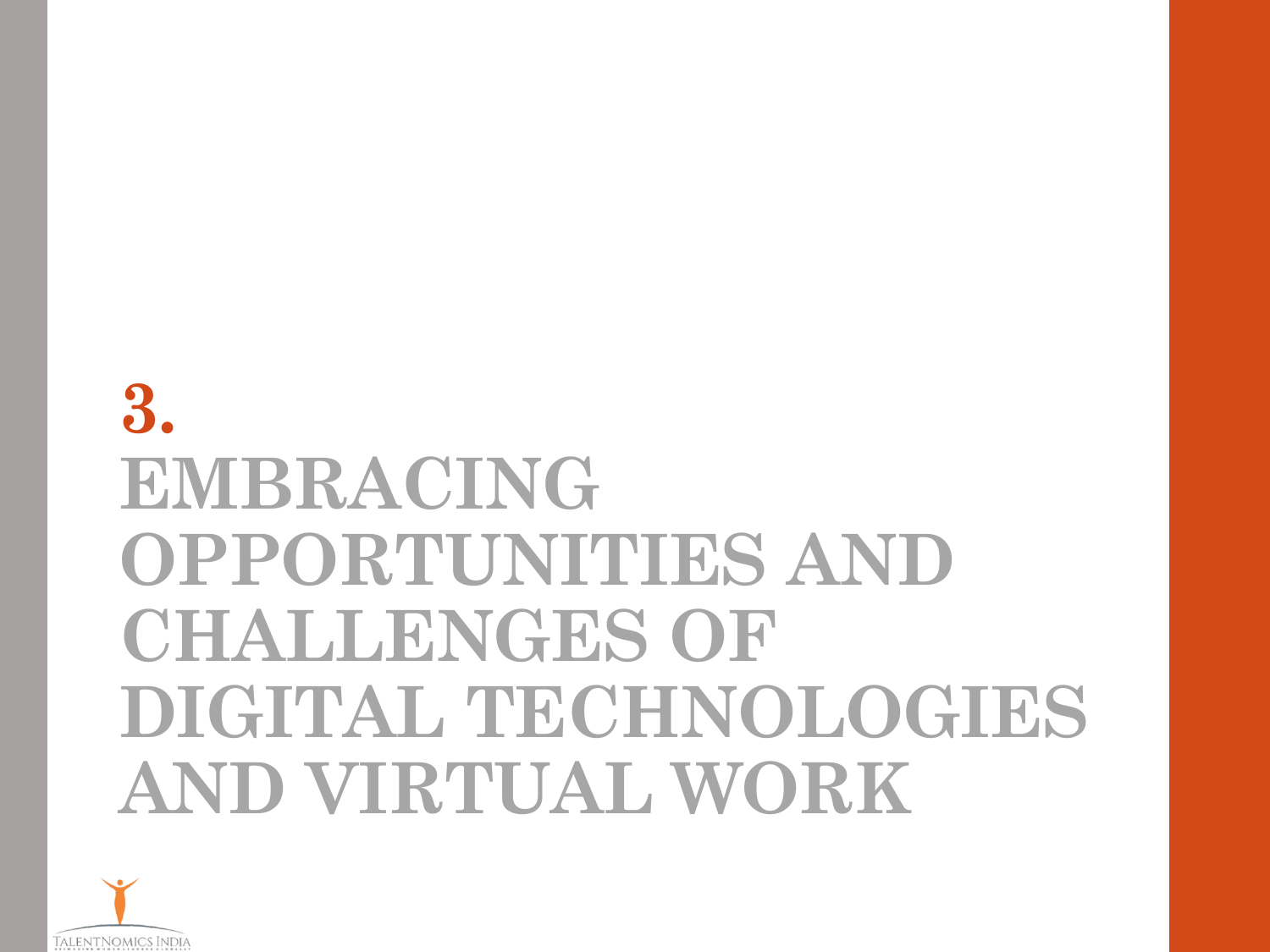# 3. EMBRACING OPPORTUNITIES AND CHALLENGES OF DIGITAL TECHNOLOGIES AND VIRTUAL WORK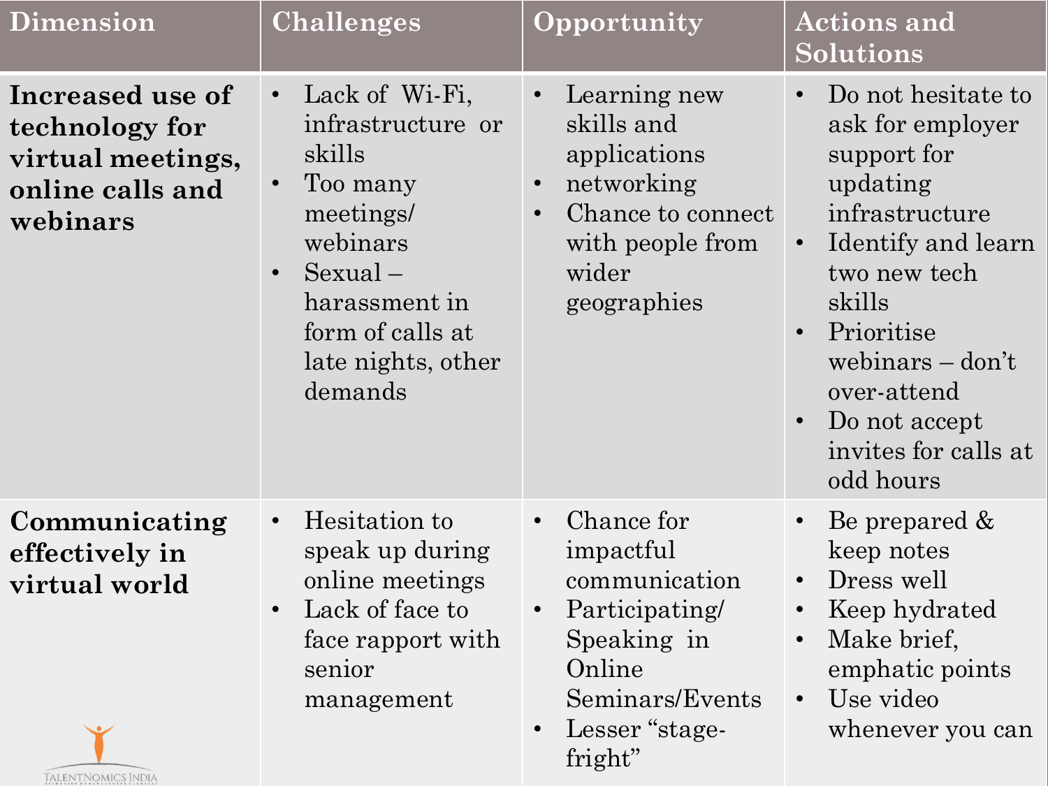| Dimension | Challenges | Opportunity | Actions and Solutions |
| --- | --- | --- | --- |
| **Increased use of technology for virtual meetings, online calls and webinars** | • Lack of Wi-Fi, infrastructure or skills<br>• Too many meetings/ webinars<br>• Sexual – harassment in form of calls at late nights, other demands | • Learning new skills and applications<br>• networking<br>• Chance to connect with people from wider geographies | • Do not hesitate to ask for employer support for updating infrastructure<br>• Identify and learn two new tech skills<br>• Prioritise webinars – don't over-attend<br>• Do not accept invites for calls at odd hours |
| **Communicating effectively in virtual world** | • Hesitation to speak up during online meetings<br>• Lack of face to face rapport with senior management | • Chance for impactful communication<br>• Participating/ Speaking in Online Seminars/Events<br>• Lesser "stage-fright" | • Be prepared & keep notes<br>• Dress well<br>• Keep hydrated<br>• Make brief, emphatic points<br>• Use video whenever you can |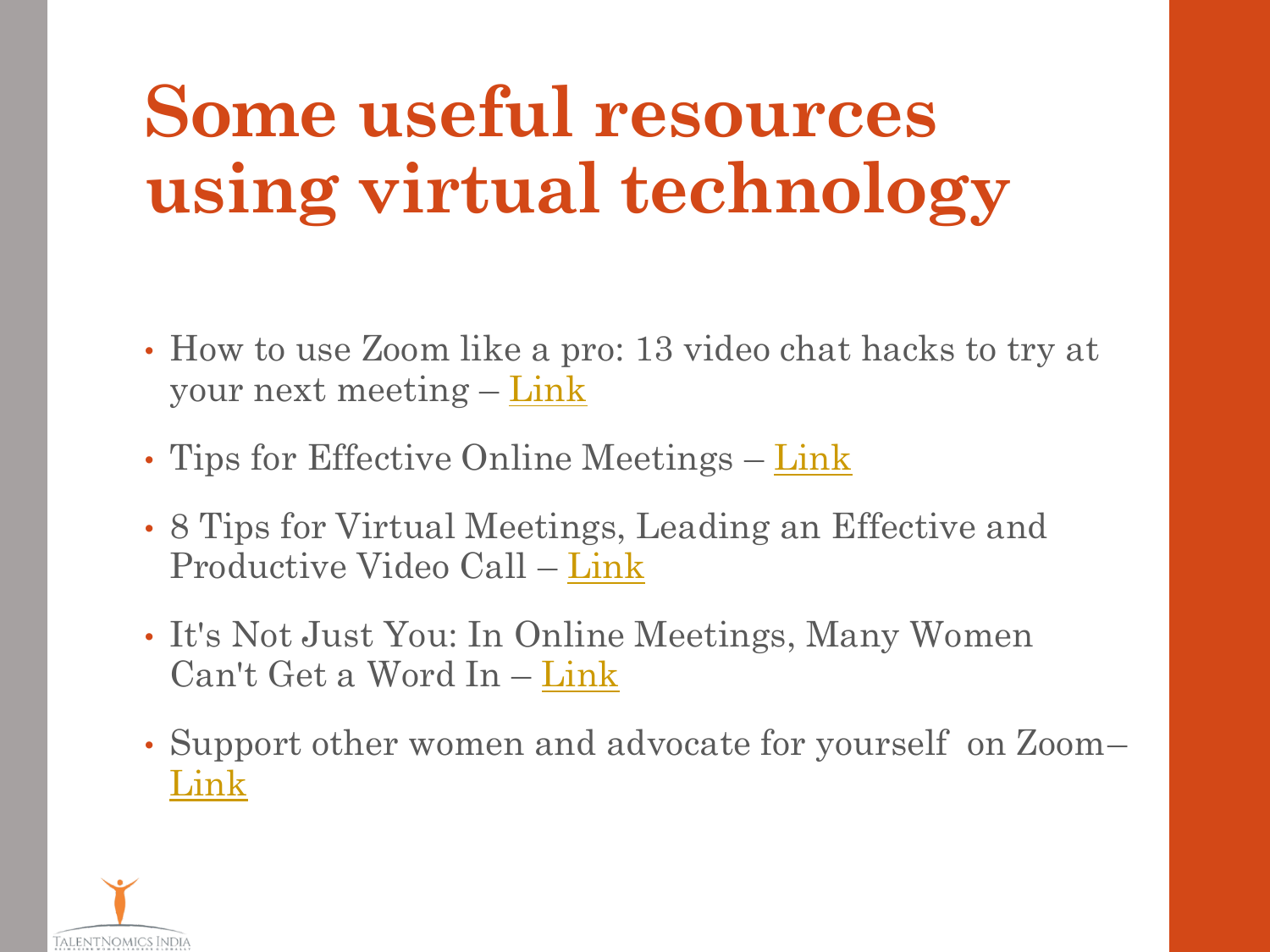# Some useful resources using virtual technology

- How to use Zoom like a pro: 13 video chat hacks to try at your next meeting – Link
- Tips for Effective Online Meetings – Link
- 8 Tips for Virtual Meetings, Leading an Effective and Productive Video Call – Link
- It's Not Just You: In Online Meetings, Many Women Can't Get a Word In – Link
- Support other women and advocate for yourself on Zoom– Link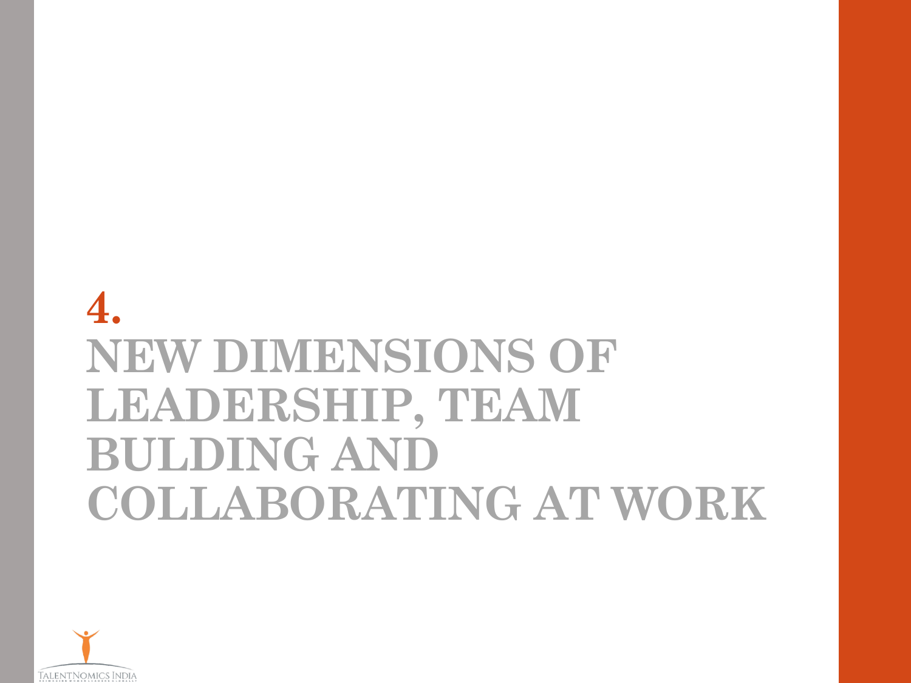# 4.

# NEW DIMENSIONS OF LEADERSHIP, TEAM BULDING AND COLLABORATING AT WORK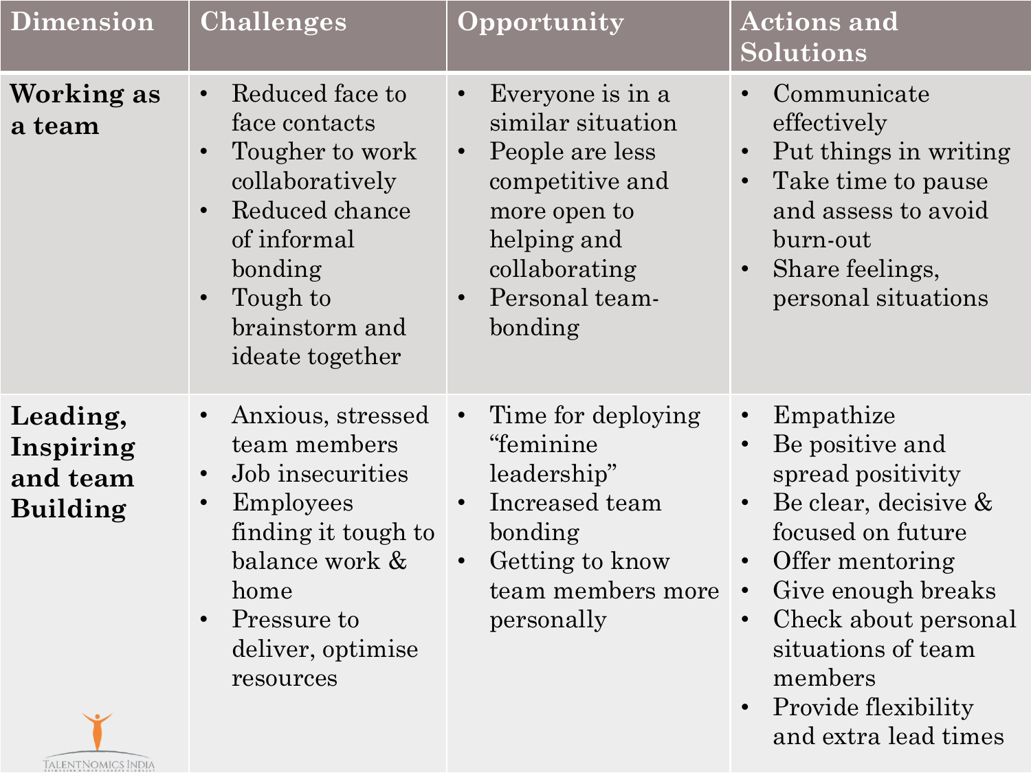| Dimension | Challenges | Opportunity | Actions and Solutions |
|---|---|---|---|
| **Working as a team** | • Reduced face to face contacts<br>• Tougher to work collaboratively<br>• Reduced chance of informal bonding<br>• Tough to brainstorm and ideate together | • Everyone is in a similar situation<br>• People are less competitive and more open to helping and collaborating<br>• Personal team-bonding | • Communicate effectively<br>• Put things in writing<br>• Take time to pause and assess to avoid burn-out<br>• Share feelings, personal situations |
| **Leading, Inspiring and team Building** | • Anxious, stressed team members<br>• Job insecurities<br>• Employees finding it tough to balance work & home<br>• Pressure to deliver, optimise resources | • Time for deploying "feminine leadership"<br>• Increased team bonding<br>• Getting to know team members more personally | • Empathize<br>• Be positive and spread positivity<br>• Be clear, decisive & focused on future<br>• Offer mentoring<br>• Give enough breaks<br>• Check about personal situations of team members<br>• Provide flexibility and extra lead times |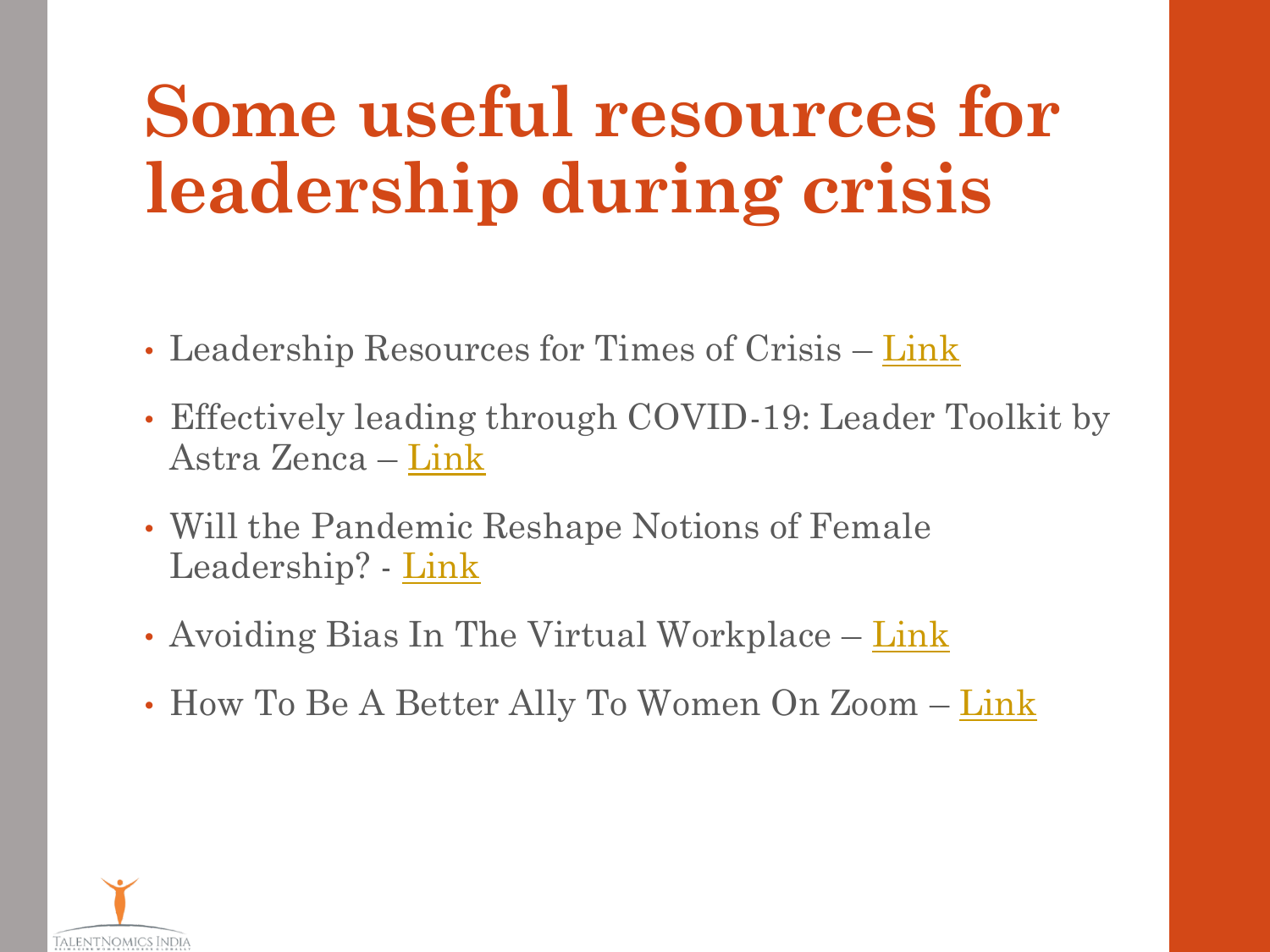# Some useful resources for leadership during crisis

- Leadership Resources for Times of Crisis – Link
- Effectively leading through COVID-19: Leader Toolkit by Astra Zenca – Link
- Will the Pandemic Reshape Notions of Female Leadership? - Link
- Avoiding Bias In The Virtual Workplace – Link
- How To Be A Better Ally To Women On Zoom – Link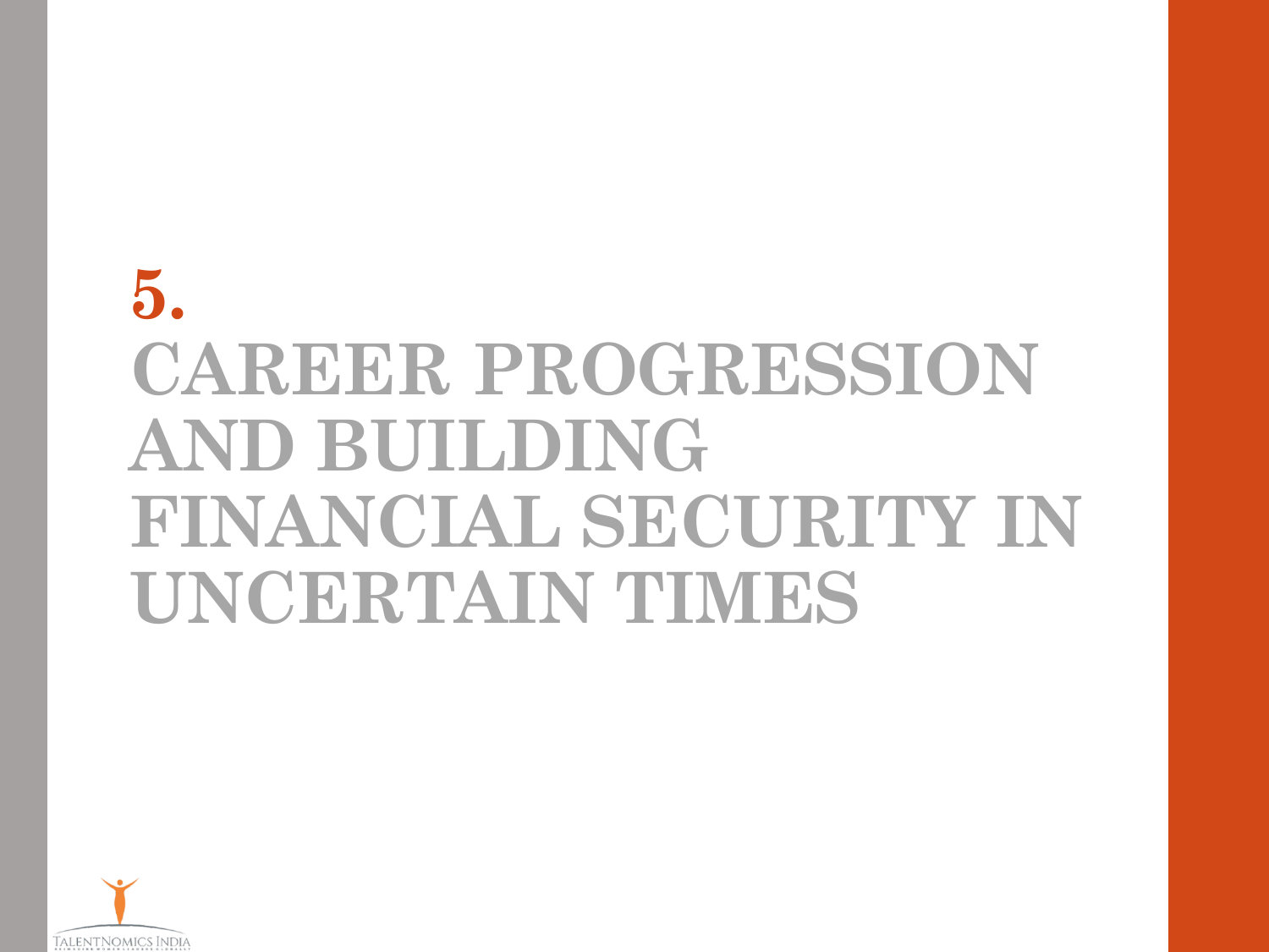# 5.
# CAREER PROGRESSION AND BUILDING FINANCIAL SECURITY IN UNCERTAIN TIMES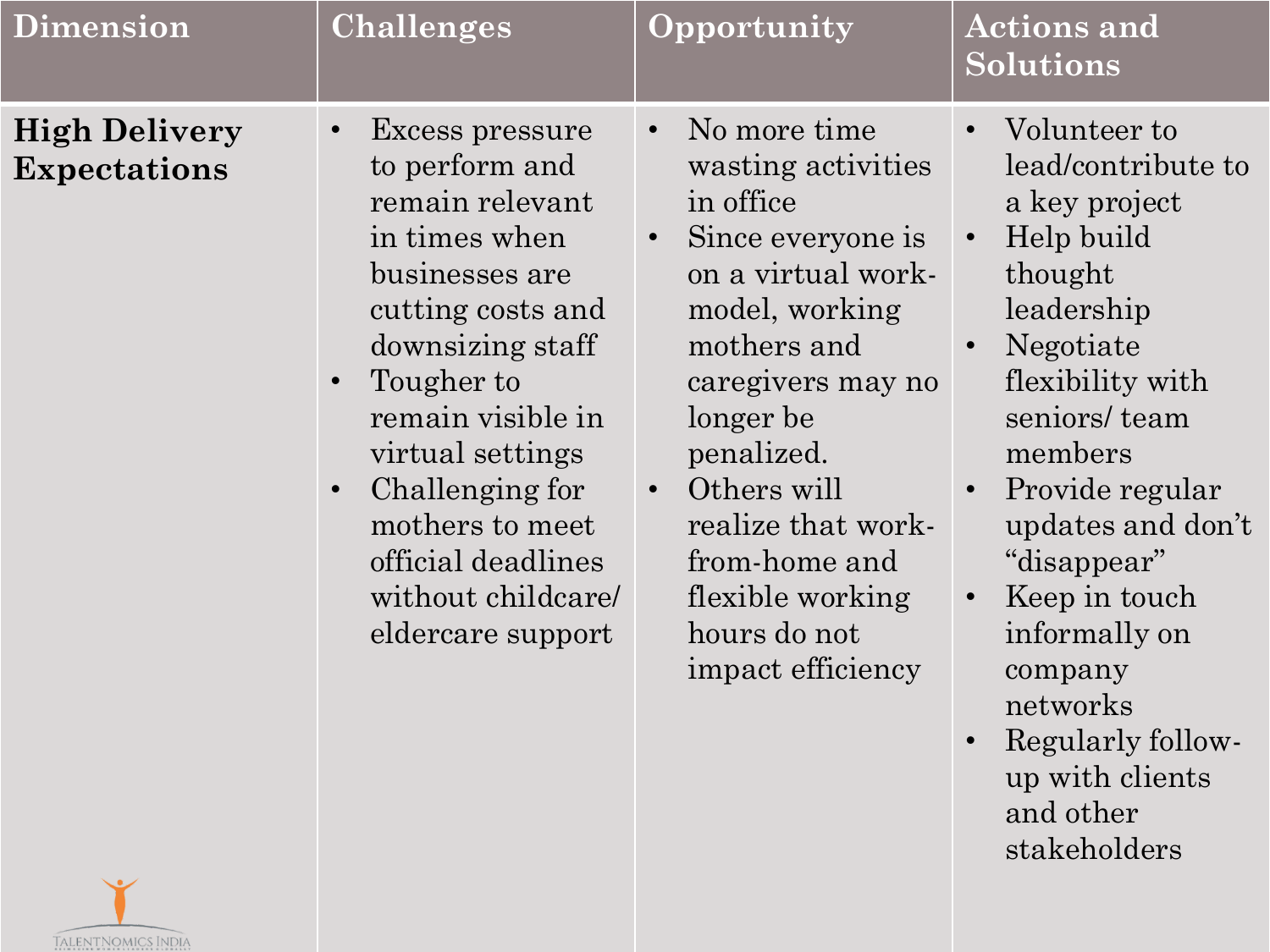| Dimension | Challenges | Opportunity | Actions and Solutions |
| --- | --- | --- | --- |
| **High Delivery Expectations** | • Excess pressure to perform and remain relevant in times when businesses are cutting costs and downsizing staff<br>• Tougher to remain visible in virtual settings<br>• Challenging for mothers to meet official deadlines without childcare/ eldercare support | • No more time wasting activities in office<br>• Since everyone is on a virtual work-model, working mothers and caregivers may no longer be penalized.<br>• Others will realize that work-from-home and flexible working hours do not impact efficiency | • Volunteer to lead/contribute to a key project<br>• Help build thought leadership<br>• Negotiate flexibility with seniors/ team members<br>• Provide regular updates and don't "disappear"<br>• Keep in touch informally on company networks<br>• Regularly follow-up with clients and other stakeholders |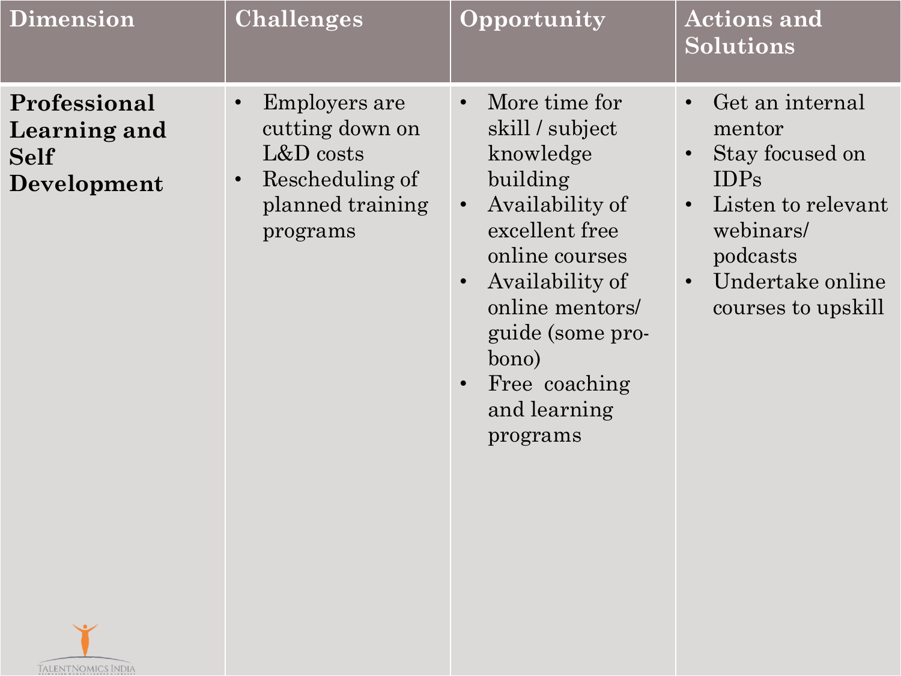| Dimension | Challenges | Opportunity | Actions and Solutions |
| --- | --- | --- | --- |
| **Professional Learning and Self Development** | • Employers are cutting down on L&D costs<br>• Rescheduling of planned training programs | • More time for skill / subject knowledge building<br>• Availability of excellent free online courses<br>• Availability of online mentors/ guide (some pro-bono)<br>• Free coaching and learning programs | • Get an internal mentor<br>• Stay focused on IDPs<br>• Listen to relevant webinars/ podcasts<br>• Undertake online courses to upskill |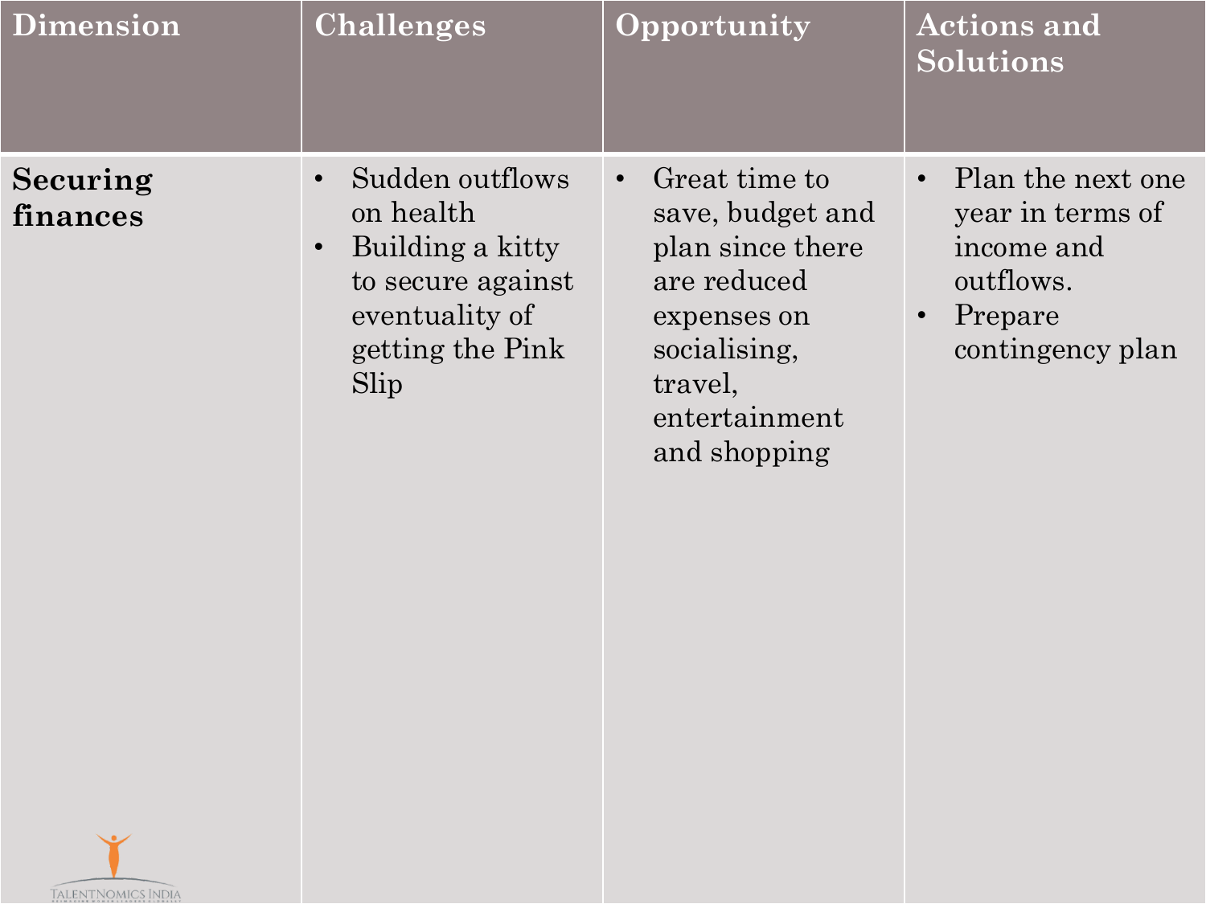| Dimension | Challenges | Opportunity | Actions and Solutions |
|---|---|---|---|
| **Securing finances** | • Sudden outflows on health<br>• Building a kitty to secure against eventuality of getting the Pink Slip | • Great time to save, budget and plan since there are reduced expenses on socialising, travel, entertainment and shopping | • Plan the next one year in terms of income and outflows.<br>• Prepare contingency plan |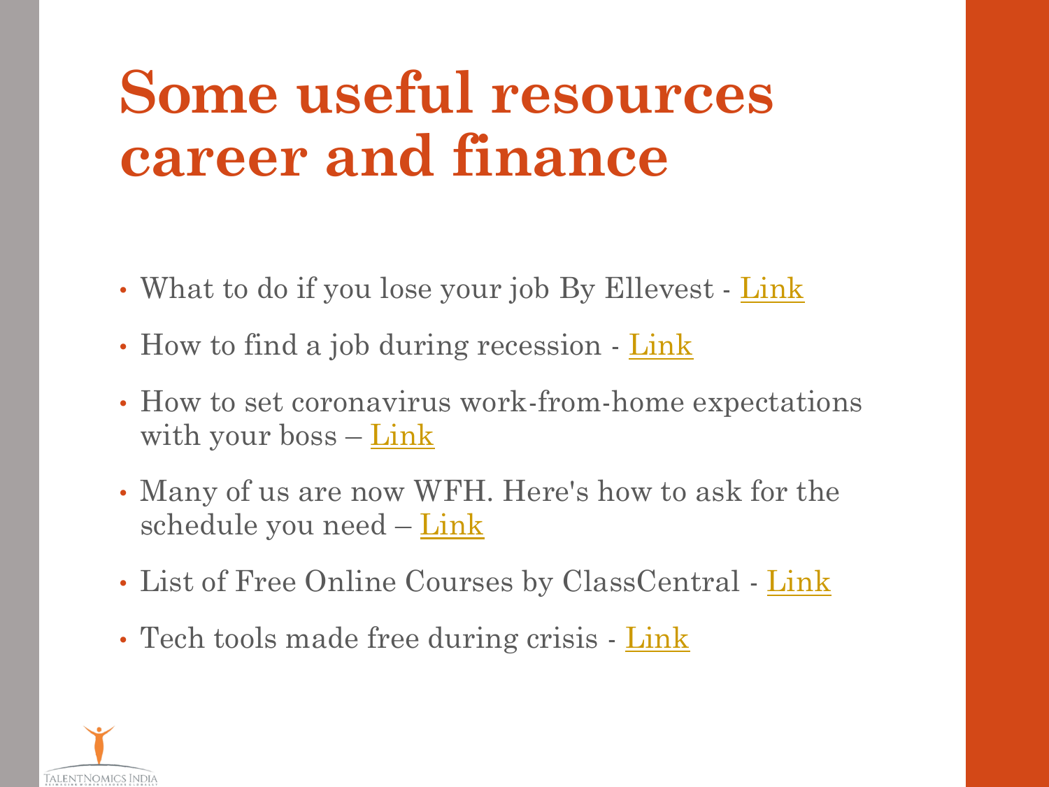# Some useful resources career and finance

- What to do if you lose your job By Ellevest - Link
- How to find a job during recession - Link
- How to set coronavirus work-from-home expectations with your boss – Link
- Many of us are now WFH. Here's how to ask for the schedule you need – Link
- List of Free Online Courses by ClassCentral - Link
- Tech tools made free during crisis - Link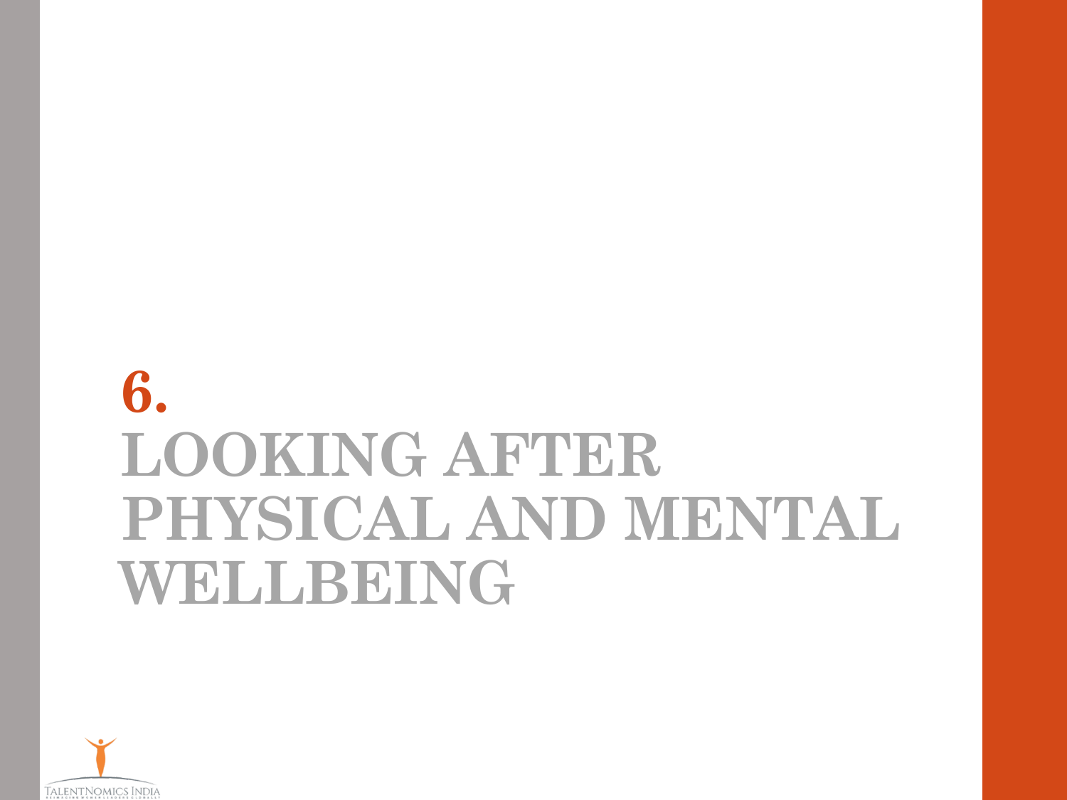# 6. LOOKING AFTER PHYSICAL AND MENTAL WELLBEING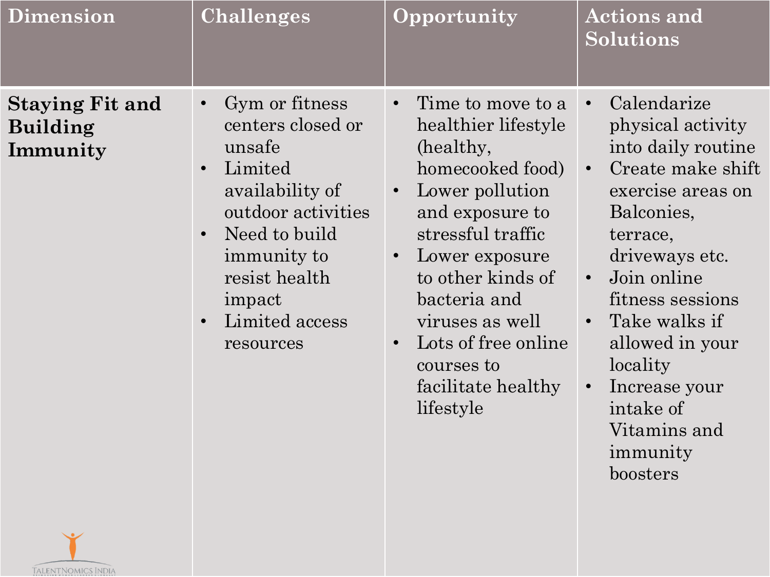| Dimension | Challenges | Opportunity | Actions and Solutions |
|---|---|---|---|
| **Staying Fit and Building Immunity** | • Gym or fitness centers closed or unsafe<br>• Limited availability of outdoor activities<br>• Need to build immunity to resist health impact<br>• Limited access resources | • Time to move to a healthier lifestyle (healthy, homecooked food)<br>• Lower pollution and exposure to stressful traffic<br>• Lower exposure to other kinds of bacteria and viruses as well<br>• Lots of free online courses to facilitate healthy lifestyle | • Calendarize physical activity into daily routine<br>• Create make shift exercise areas on Balconies, terrace, driveways etc.<br>• Join online fitness sessions<br>• Take walks if allowed in your locality<br>• Increase your intake of Vitamins and immunity boosters |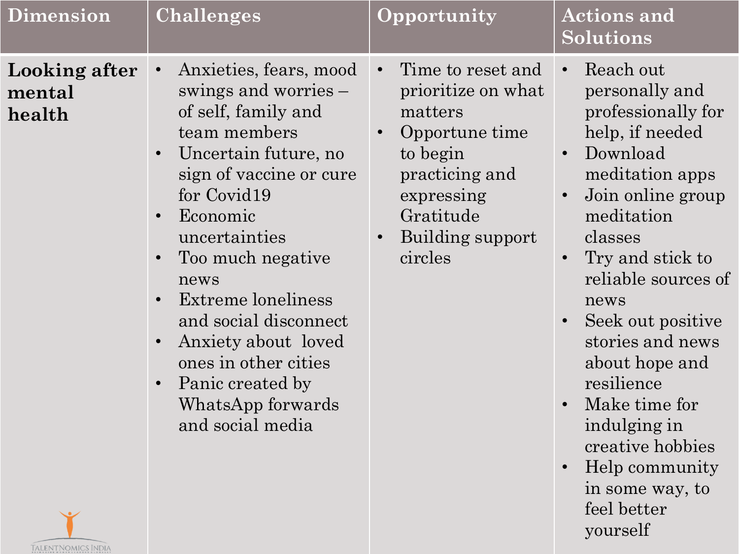| Dimension | Challenges | Opportunity | Actions and Solutions |
|---|---|---|---|
| **Looking after mental health** | • Anxieties, fears, mood swings and worries – of self, family and team members<br>• Uncertain future, no sign of vaccine or cure for Covid19<br>• Economic uncertainties<br>• Too much negative news<br>• Extreme loneliness and social disconnect<br>• Anxiety about loved ones in other cities<br>• Panic created by WhatsApp forwards and social media | • Time to reset and prioritize on what matters<br>• Opportune time to begin practicing and expressing Gratitude<br>• Building support circles | • Reach out personally and professionally for help, if needed<br>• Download meditation apps<br>• Join online group meditation classes<br>• Try and stick to reliable sources of news<br>• Seek out positive stories and news about hope and resilience<br>• Make time for indulging in creative hobbies<br>• Help community in some way, to feel better yourself |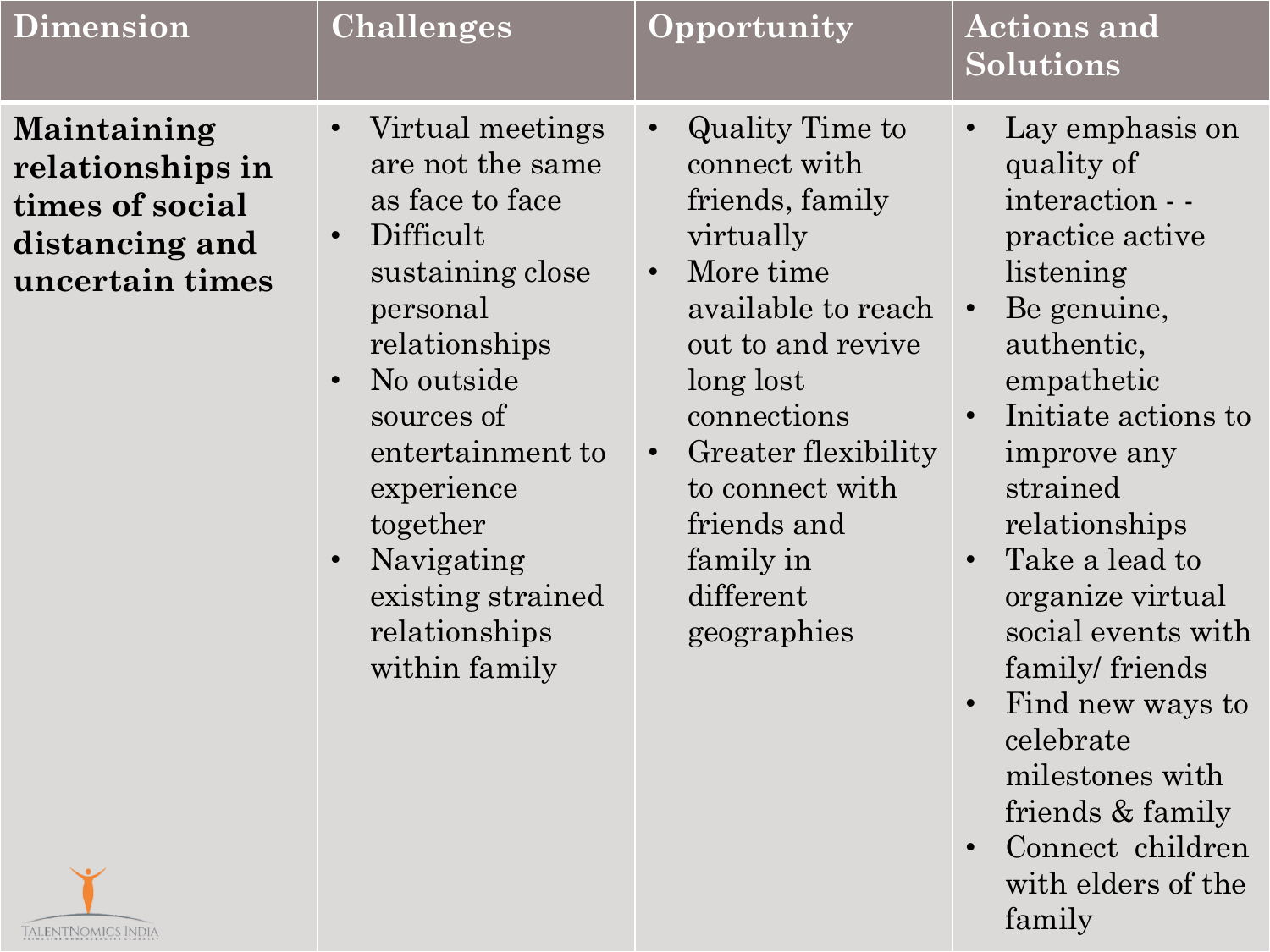| Dimension | Challenges | Opportunity | Actions and Solutions |
|---|---|---|---|
| **Maintaining relationships in times of social distancing and uncertain times** | • Virtual meetings are not the same as face to face<br>• Difficult sustaining close personal relationships<br>• No outside sources of entertainment to experience together<br>• Navigating existing strained relationships within family | • Quality Time to connect with friends, family virtually<br>• More time available to reach out to and revive long lost connections<br>• Greater flexibility to connect with friends and family in different geographies | • Lay emphasis on quality of interaction - - practice active listening<br>• Be genuine, authentic, empathetic<br>• Initiate actions to improve any strained relationships<br>• Take a lead to organize virtual social events with family/ friends<br>• Find new ways to celebrate milestones with friends & family<br>• Connect children with elders of the family |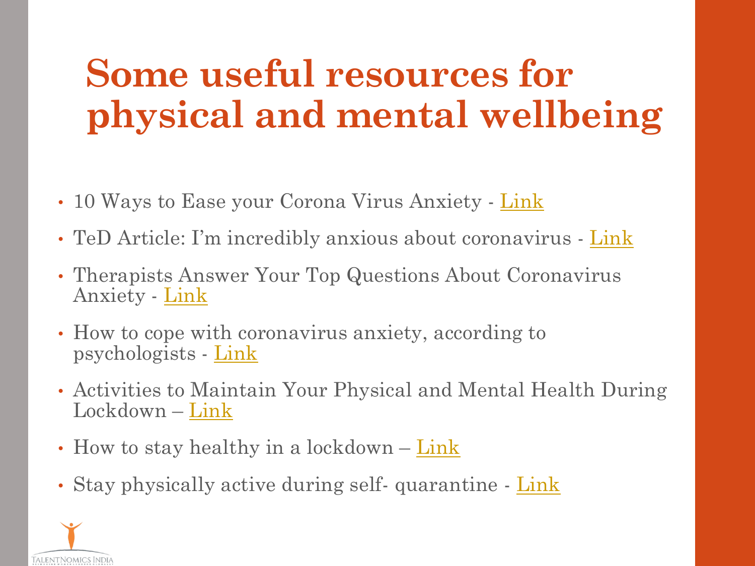# Some useful resources for physical and mental wellbeing

- 10 Ways to Ease your Corona Virus Anxiety - Link
- TeD Article: I'm incredibly anxious about coronavirus - Link
- Therapists Answer Your Top Questions About Coronavirus Anxiety - Link
- How to cope with coronavirus anxiety, according to psychologists - Link
- Activities to Maintain Your Physical and Mental Health During Lockdown – Link
- How to stay healthy in a lockdown – Link
- Stay physically active during self- quarantine - Link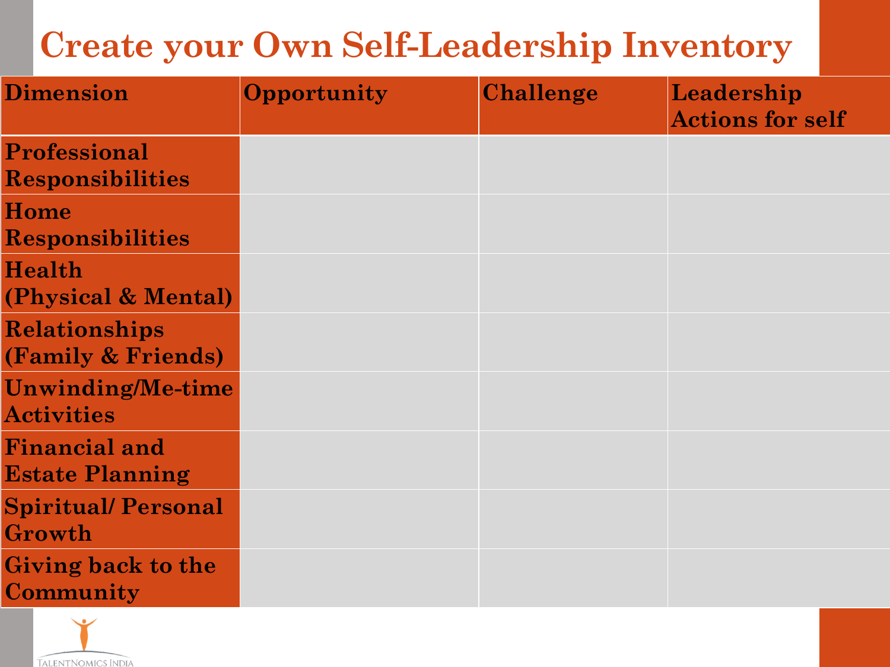# Create your Own Self-Leadership Inventory

| Dimension | Opportunity | Challenge | Leadership Actions for self |
|---|---|---|---|
| **Professional Responsibilities** | | | |
| **Home Responsibilities** | | | |
| **Health (Physical & Mental)** | | | |
| **Relationships (Family & Friends)** | | | |
| **Unwinding/Me-time Activities** | | | |
| **Financial and Estate Planning** | | | |
| **Spiritual/ Personal Growth** | | | |
| **Giving back to the Community** | | | |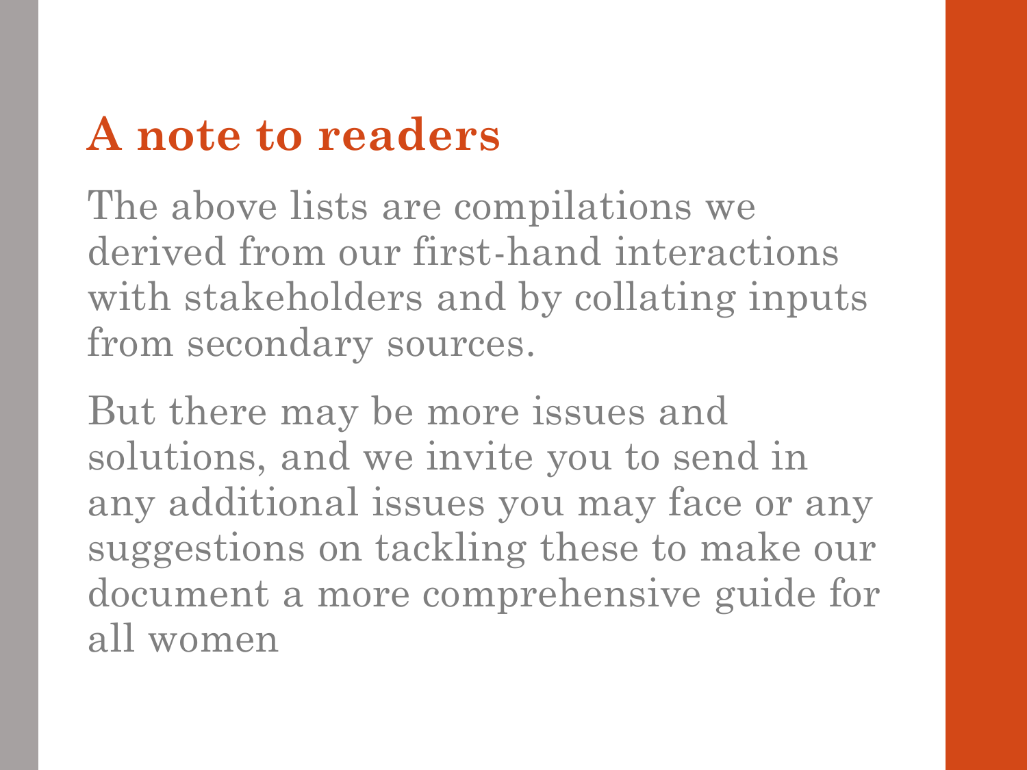# A note to readers

The above lists are compilations we derived from our first-hand interactions with stakeholders and by collating inputs from secondary sources.

But there may be more issues and solutions, and we invite you to send in any additional issues you may face or any suggestions on tackling these to make our document a more comprehensive guide for all women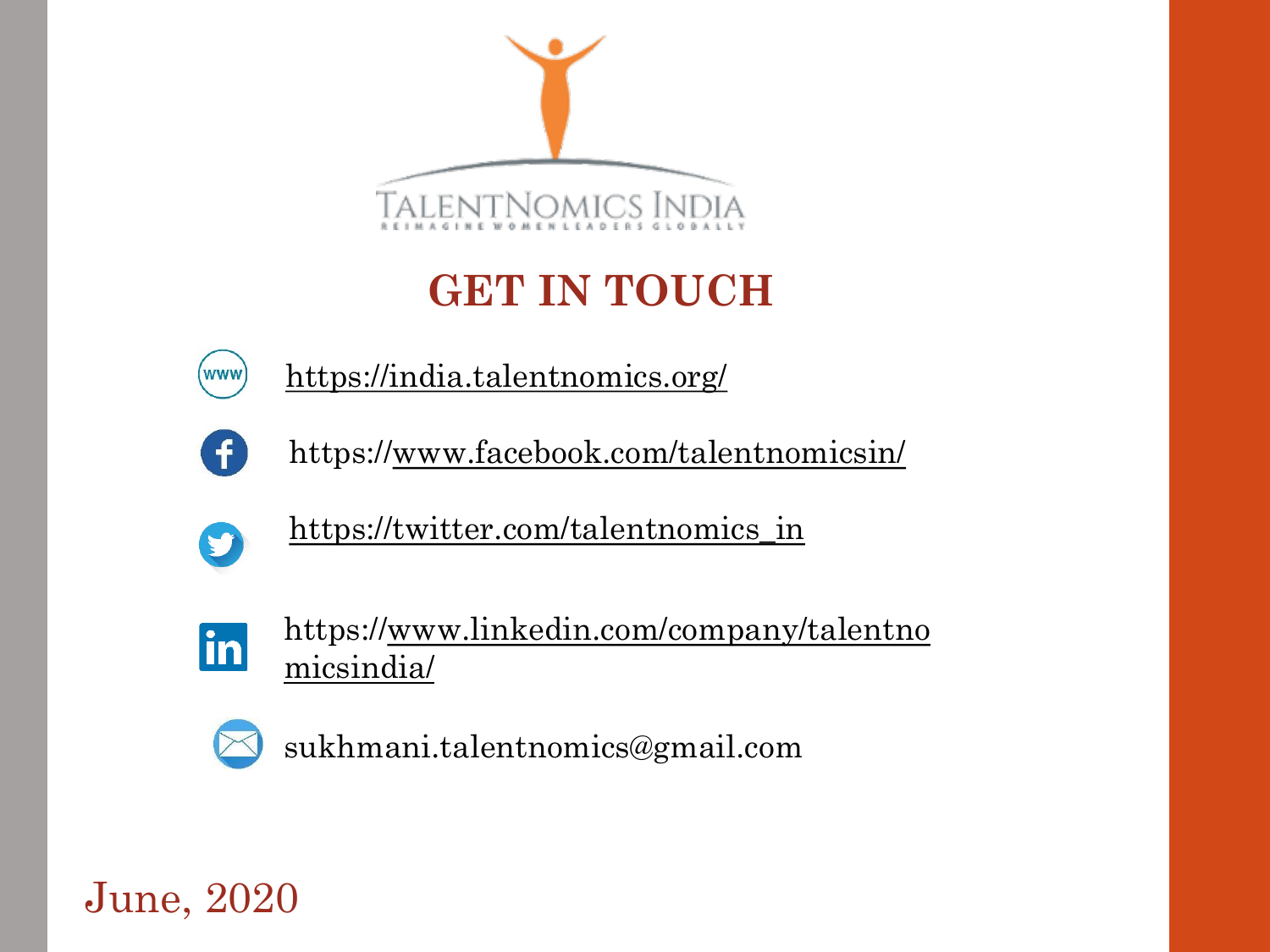TALENTNOMICS INDIA

REIMAGINE WOMEN LEADERS GLOBALLY

## GET IN TOUCH

https://india.talentnomics.org/

https://www.facebook.com/talentnomicsin/

https://twitter.com/talentnomics_in

https://www.linkedin.com/company/talentnomicsindia/

sukhmani.talentnomics@gmail.com

June, 2020